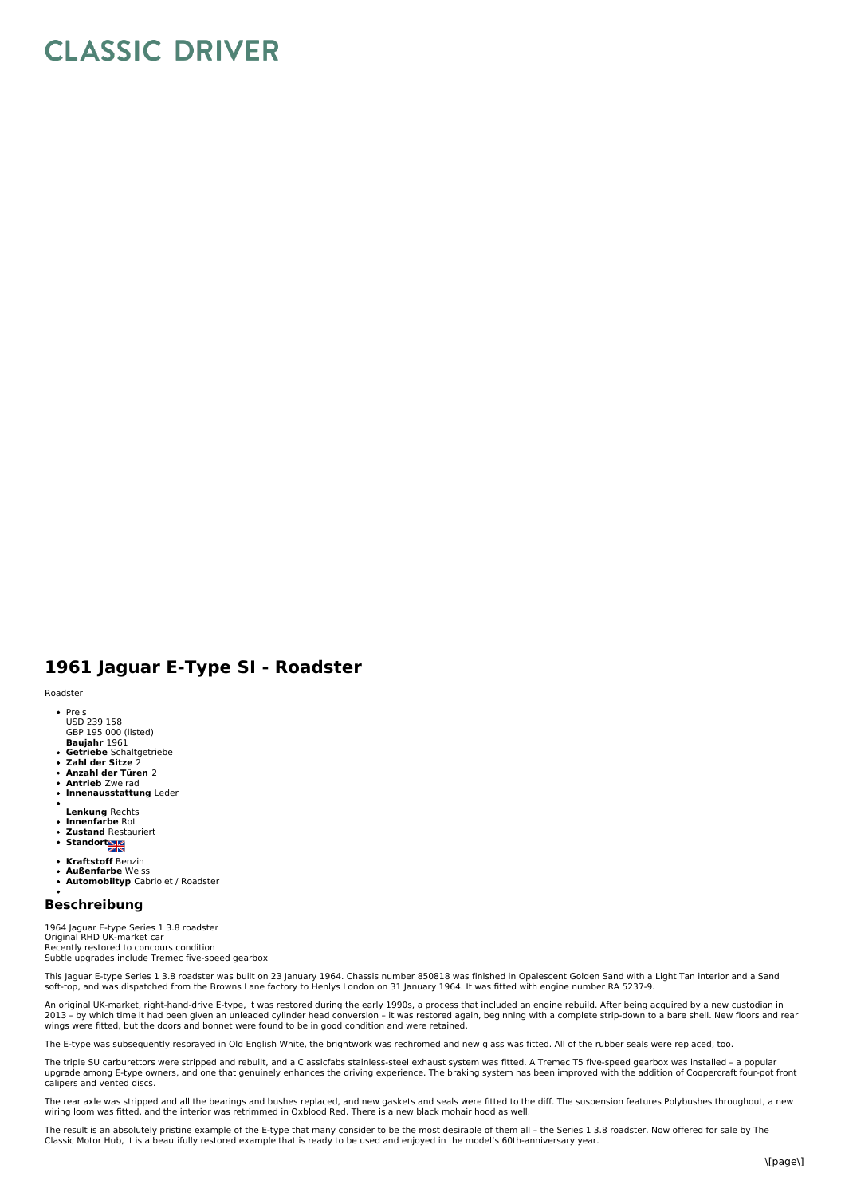# CLASSIC DRIVER

## 1961 Jaguar E-Type SI - Roadster

Roadster

- Preis
  USD 239 158
  GBP 195 000 (listed)
  **Baujahr** 1961
- **Getriebe** Schaltgetriebe
- **Zahl der Sitze** 2
- **Anzahl der Türen** 2
- **Antrieb** Zweirad
- **Innenausstattung** Leder
- **Lenkung** Rechts
- **Innenfarbe** Rot
- **Zustand** Restauriert
- **Standort**
- **Kraftstoff** Benzin
- **Außenfarbe** Weiss
- **Automobiltyp** Cabriolet / Roadster

### Beschreibung

1964 Jaguar E-type Series 1 3.8 roadster
Original RHD UK-market car
Recently restored to concours condition
Subtle upgrades include Tremec five-speed gearbox

This Jaguar E-type Series 1 3.8 roadster was built on 23 January 1964. Chassis number 850818 was finished in Opalescent Golden Sand with a Light Tan interior and a Sand soft-top, and was dispatched from the Browns Lane factory to Henlys London on 31 January 1964. It was fitted with engine number RA 5237-9.

An original UK-market, right-hand-drive E-type, it was restored during the early 1990s, a process that included an engine rebuild. After being acquired by a new custodian in 2013 – by which time it had been given an unleaded cylinder head conversion – it was restored again, beginning with a complete strip-down to a bare shell. New floors and rear wings were fitted, but the doors and bonnet were found to be in good condition and were retained.

The E-type was subsequently resprayed in Old English White, the brightwork was rechromed and new glass was fitted. All of the rubber seals were replaced, too.

The triple SU carburettors were stripped and rebuilt, and a Classicfabs stainless-steel exhaust system was fitted. A Tremec T5 five-speed gearbox was installed – a popular upgrade among E-type owners, and one that genuinely enhances the driving experience. The braking system has been improved with the addition of Coopercraft four-pot front calipers and vented discs.

The rear axle was stripped and all the bearings and bushes replaced, and new gaskets and seals were fitted to the diff. The suspension features Polybushes throughout, a new wiring loom was fitted, and the interior was retrimmed in Oxblood Red. There is a new black mohair hood as well.

The result is an absolutely pristine example of the E-type that many consider to be the most desirable of them all – the Series 1 3.8 roadster. Now offered for sale by The Classic Motor Hub, it is a beautifully restored example that is ready to be used and enjoyed in the model's 60th-anniversary year.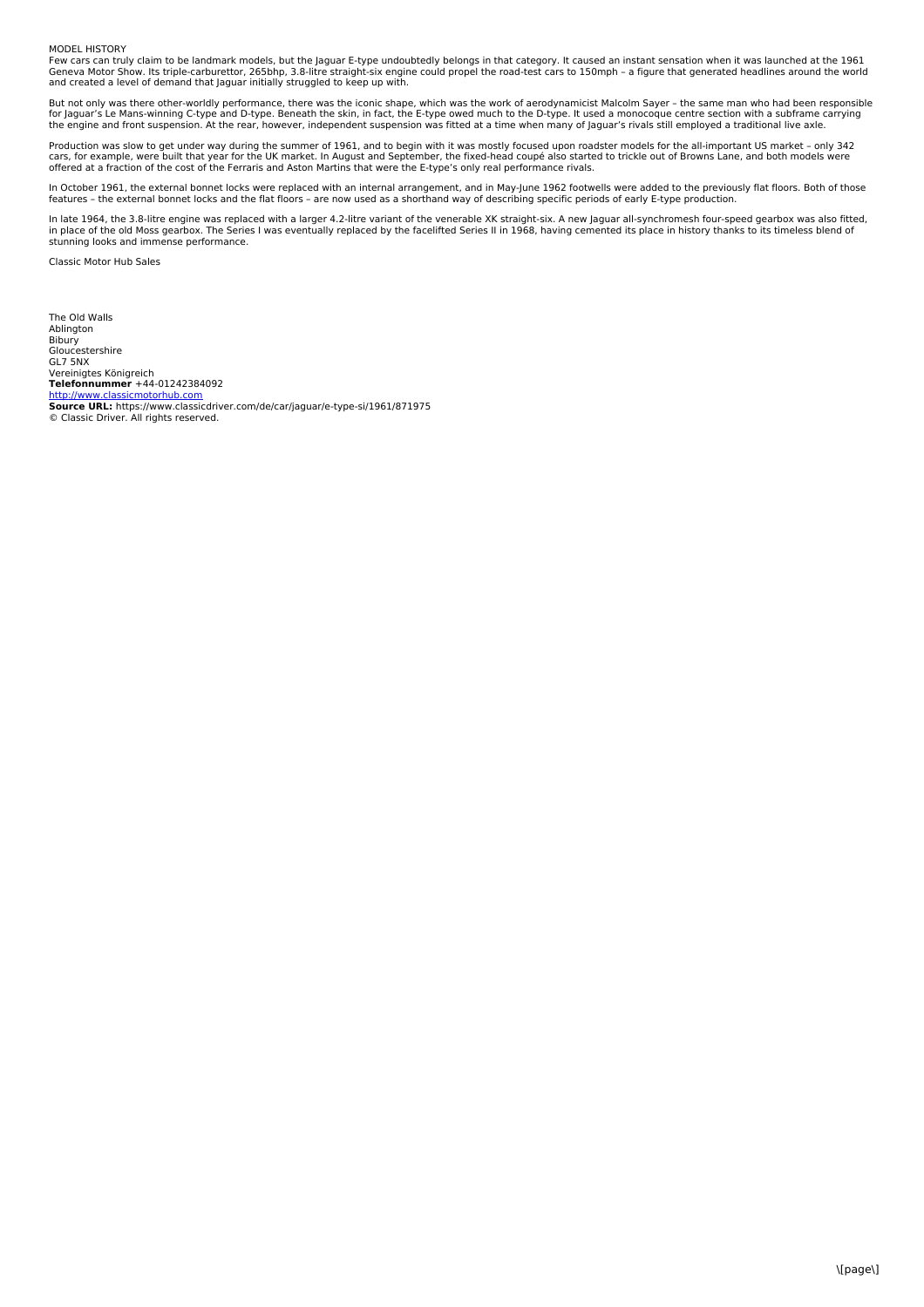MODEL HISTORY

Few cars can truly claim to be landmark models, but the Jaguar E-type undoubtedly belongs in that category. It caused an instant sensation when it was launched at the 1961 Geneva Motor Show. Its triple-carburettor, 265bhp, 3.8-litre straight-six engine could propel the road-test cars to 150mph – a figure that generated headlines around the world and created a level of demand that Jaguar initially struggled to keep up with.

But not only was there other-worldly performance, there was the iconic shape, which was the work of aerodynamicist Malcolm Sayer – the same man who had been responsible for Jaguar's Le Mans-winning C-type and D-type. Beneath the skin, in fact, the E-type owed much to the D-type. It used a monocoque centre section with a subframe carrying the engine and front suspension. At the rear, however, independent suspension was fitted at a time when many of Jaguar's rivals still employed a traditional live axle.

Production was slow to get under way during the summer of 1961, and to begin with it was mostly focused upon roadster models for the all-important US market – only 342 cars, for example, were built that year for the UK market. In August and September, the fixed-head coupé also started to trickle out of Browns Lane, and both models were offered at a fraction of the cost of the Ferraris and Aston Martins that were the E-type's only real performance rivals.

In October 1961, the external bonnet locks were replaced with an internal arrangement, and in May-June 1962 footwells were added to the previously flat floors. Both of those features – the external bonnet locks and the flat floors – are now used as a shorthand way of describing specific periods of early E-type production.

In late 1964, the 3.8-litre engine was replaced with a larger 4.2-litre variant of the venerable XK straight-six. A new Jaguar all-synchromesh four-speed gearbox was also fitted, in place of the old Moss gearbox. The Series I was eventually replaced by the facelifted Series II in 1968, having cemented its place in history thanks to its timeless blend of stunning looks and immense performance.

Classic Motor Hub Sales

The Old Walls
Ablington
Bibury
Gloucestershire
GL7 5NX
Vereinigtes Königreich
**Telefonnummer** +44-01242384092
http://www.classicmotorhub.com
**Source URL:** https://www.classicdriver.com/de/car/jaguar/e-type-si/1961/871975
© Classic Driver. All rights reserved.